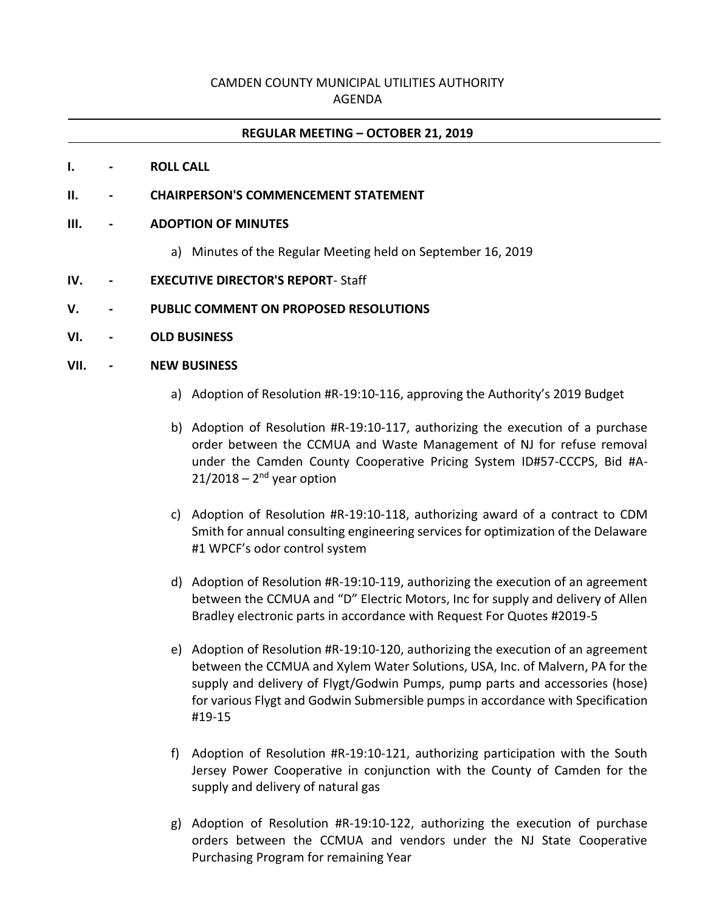CAMDEN COUNTY MUNICIPAL UTILITIES AUTHORITY
AGENDA

---

**REGULAR MEETING – OCTOBER 21, 2019**

---

**I. - ROLL CALL**

**II. - CHAIRPERSON'S COMMENCEMENT STATEMENT**

**III. - ADOPTION OF MINUTES**

a) Minutes of the Regular Meeting held on September 16, 2019

**IV. - EXECUTIVE DIRECTOR'S REPORT**- Staff

**V. - PUBLIC COMMENT ON PROPOSED RESOLUTIONS**

**VI. - OLD BUSINESS**

**VII. - NEW BUSINESS**

a) Adoption of Resolution #R-19:10-116, approving the Authority's 2019 Budget

b) Adoption of Resolution #R-19:10-117, authorizing the execution of a purchase order between the CCMUA and Waste Management of NJ for refuse removal under the Camden County Cooperative Pricing System ID#57-CCCPS, Bid #A-21/2018 – 2nd year option

c) Adoption of Resolution #R-19:10-118, authorizing award of a contract to CDM Smith for annual consulting engineering services for optimization of the Delaware #1 WPCF's odor control system

d) Adoption of Resolution #R-19:10-119, authorizing the execution of an agreement between the CCMUA and "D" Electric Motors, Inc for supply and delivery of Allen Bradley electronic parts in accordance with Request For Quotes #2019-5

e) Adoption of Resolution #R-19:10-120, authorizing the execution of an agreement between the CCMUA and Xylem Water Solutions, USA, Inc. of Malvern, PA for the supply and delivery of Flygt/Godwin Pumps, pump parts and accessories (hose) for various Flygt and Godwin Submersible pumps in accordance with Specification #19-15

f) Adoption of Resolution #R-19:10-121, authorizing participation with the South Jersey Power Cooperative in conjunction with the County of Camden for the supply and delivery of natural gas

g) Adoption of Resolution #R-19:10-122, authorizing the execution of purchase orders between the CCMUA and vendors under the NJ State Cooperative Purchasing Program for remaining Year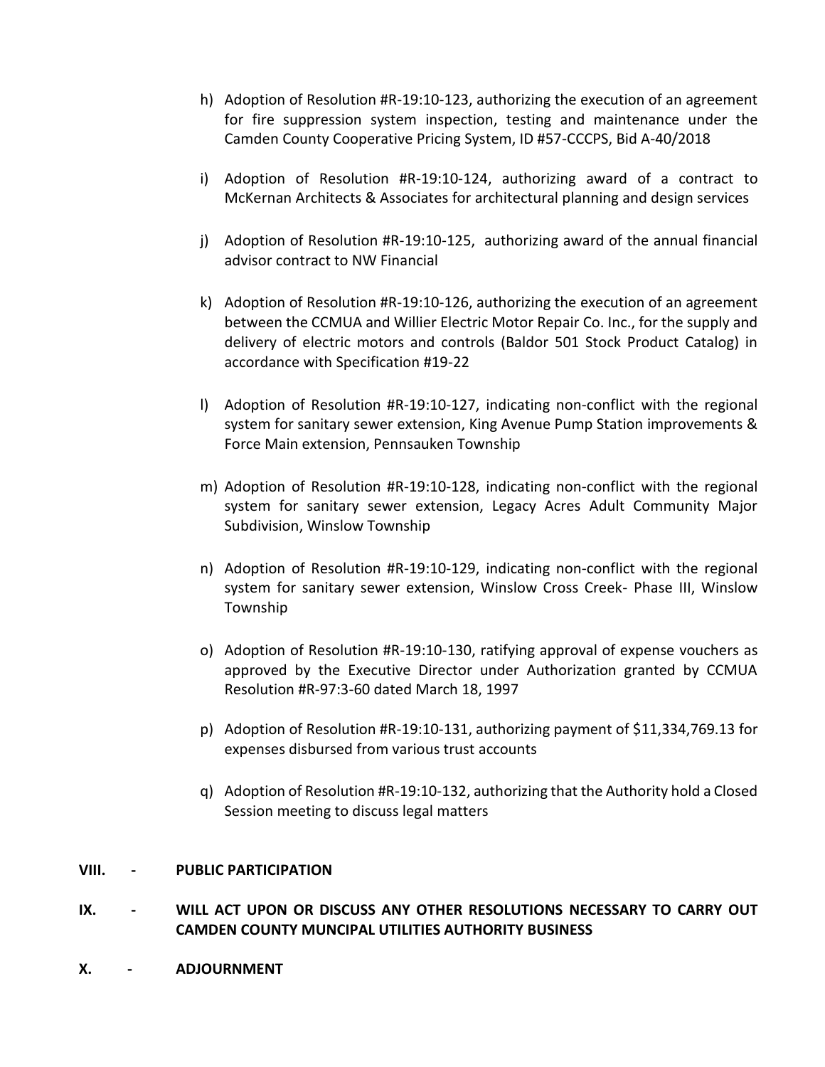h) Adoption of Resolution #R-19:10-123, authorizing the execution of an agreement for fire suppression system inspection, testing and maintenance under the Camden County Cooperative Pricing System, ID #57-CCCPS, Bid A-40/2018

i) Adoption of Resolution #R-19:10-124, authorizing award of a contract to McKernan Architects & Associates for architectural planning and design services

j) Adoption of Resolution #R-19:10-125, authorizing award of the annual financial advisor contract to NW Financial

k) Adoption of Resolution #R-19:10-126, authorizing the execution of an agreement between the CCMUA and Willier Electric Motor Repair Co. Inc., for the supply and delivery of electric motors and controls (Baldor 501 Stock Product Catalog) in accordance with Specification #19-22

l) Adoption of Resolution #R-19:10-127, indicating non-conflict with the regional system for sanitary sewer extension, King Avenue Pump Station improvements & Force Main extension, Pennsauken Township

m) Adoption of Resolution #R-19:10-128, indicating non-conflict with the regional system for sanitary sewer extension, Legacy Acres Adult Community Major Subdivision, Winslow Township

n) Adoption of Resolution #R-19:10-129, indicating non-conflict with the regional system for sanitary sewer extension, Winslow Cross Creek- Phase III, Winslow Township

o) Adoption of Resolution #R-19:10-130, ratifying approval of expense vouchers as approved by the Executive Director under Authorization granted by CCMUA Resolution #R-97:3-60 dated March 18, 1997

p) Adoption of Resolution #R-19:10-131, authorizing payment of $11,334,769.13 for expenses disbursed from various trust accounts

q) Adoption of Resolution #R-19:10-132, authorizing that the Authority hold a Closed Session meeting to discuss legal matters

**VIII. - PUBLIC PARTICIPATION**

**IX. - WILL ACT UPON OR DISCUSS ANY OTHER RESOLUTIONS NECESSARY TO CARRY OUT CAMDEN COUNTY MUNCIPAL UTILITIES AUTHORITY BUSINESS**

**X. - ADJOURNMENT**